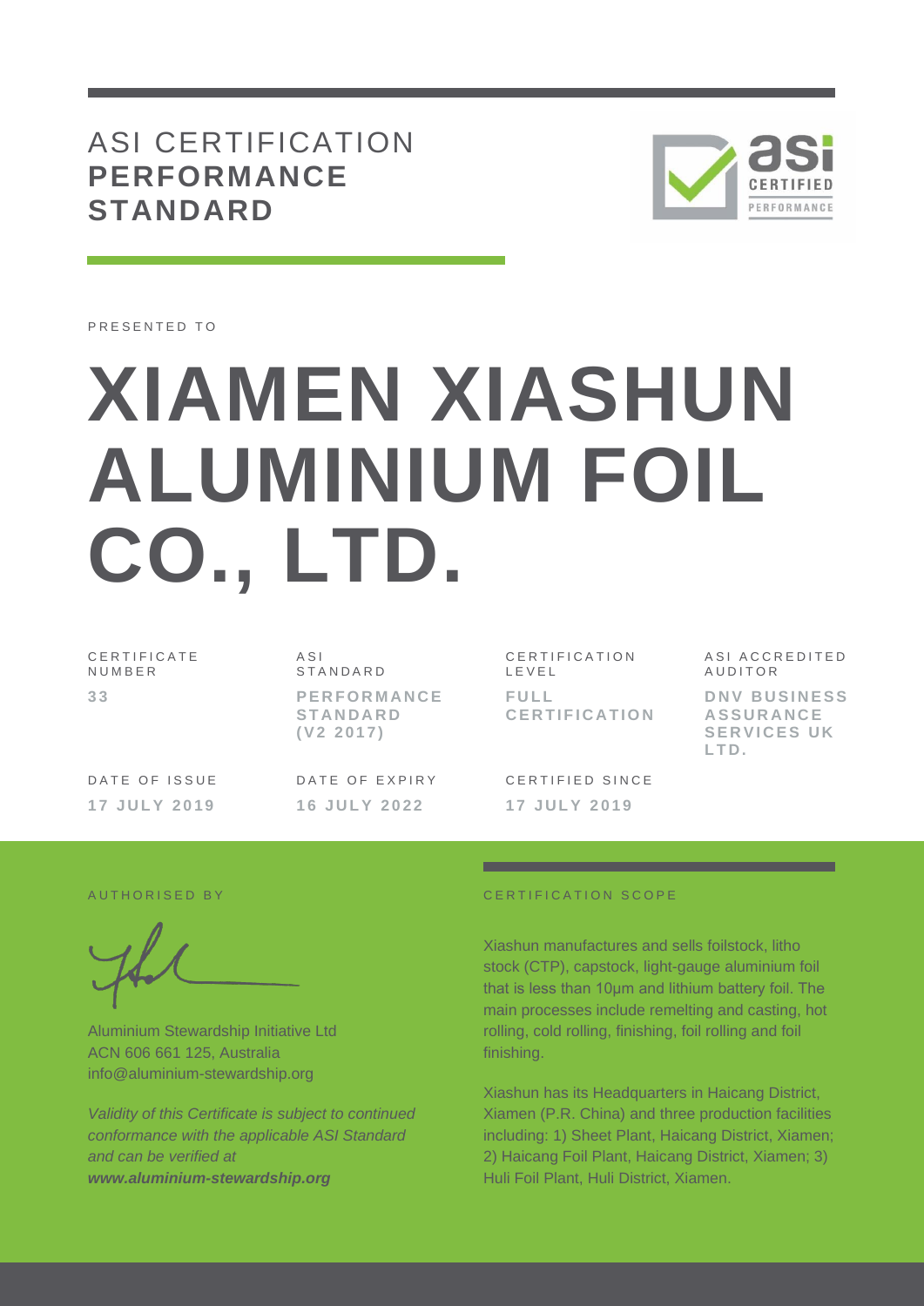# ASI CERTIFICATION **PERFORMANCE STANDARD**

PRESENTED TO

# XIAMEN XIASHUN ALUMINIUM FOIL CO., LTD.

| CERTIFICATE NUMBER | ASI STANDARD | CERTIFICATION LEVEL | ASI ACCREDITED AUDITOR |
|---|---|---|---|
| **33** | **PERFORMANCE STANDARD (V2 2017)** | **FULL CERTIFICATION** | **DNV BUSINESS ASSURANCE SERVICES UK LTD.** |

| DATE OF ISSUE | DATE OF EXPIRY | CERTIFIED SINCE |
|---|---|---|
| **17 JULY 2019** | **16 JULY 2022** | **17 JULY 2019** |

AUTHORISED BY

Aluminium Stewardship Initiative Ltd
ACN 606 661 125, Australia
info@aluminium-stewardship.org

*Validity of this Certificate is subject to continued conformance with the applicable ASI Standard and can be verified at* ***www.aluminium-stewardship.org***

CERTIFICATION SCOPE

Xiashun manufactures and sells foilstock, litho stock (CTP), capstock, light-gauge aluminium foil that is less than 10µm and lithium battery foil. The main processes include remelting and casting, hot rolling, cold rolling, finishing, foil rolling and foil finishing.

Xiashun has its Headquarters in Haicang District, Xiamen (P.R. China) and three production facilities including: 1) Sheet Plant, Haicang District, Xiamen; 2) Haicang Foil Plant, Haicang District, Xiamen; 3) Huli Foil Plant, Huli District, Xiamen.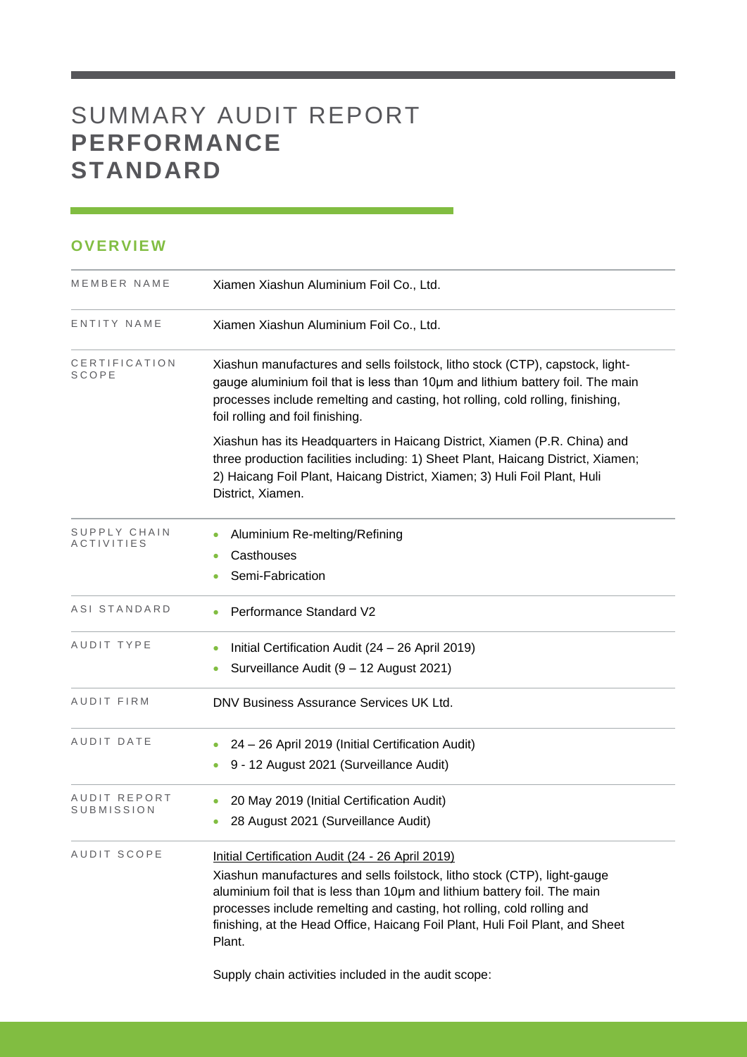# SUMMARY AUDIT REPORT **PERFORMANCE STANDARD**

## OVERVIEW

| | |
|---|---|
| MEMBER NAME | Xiamen Xiashun Aluminium Foil Co., Ltd. |
| ENTITY NAME | Xiamen Xiashun Aluminium Foil Co., Ltd. |
| CERTIFICATION SCOPE | Xiashun manufactures and sells foilstock, litho stock (CTP), capstock, light-gauge aluminium foil that is less than 10μm and lithium battery foil. The main processes include remelting and casting, hot rolling, cold rolling, finishing, foil rolling and foil finishing.<br><br>Xiashun has its Headquarters in Haicang District, Xiamen (P.R. China) and three production facilities including: 1) Sheet Plant, Haicang District, Xiamen; 2) Haicang Foil Plant, Haicang District, Xiamen; 3) Huli Foil Plant, Huli District, Xiamen. |
| SUPPLY CHAIN ACTIVITIES | • Aluminium Re-melting/Refining<br>• Casthouses<br>• Semi-Fabrication |
| ASI STANDARD | • Performance Standard V2 |
| AUDIT TYPE | • Initial Certification Audit (24 – 26 April 2019)<br>• Surveillance Audit (9 – 12 August 2021) |
| AUDIT FIRM | DNV Business Assurance Services UK Ltd. |
| AUDIT DATE | • 24 – 26 April 2019 (Initial Certification Audit)<br>• 9 - 12 August 2021 (Surveillance Audit) |
| AUDIT REPORT SUBMISSION | • 20 May 2019 (Initial Certification Audit)<br>• 28 August 2021 (Surveillance Audit) |
| AUDIT SCOPE | Initial Certification Audit (24 - 26 April 2019)<br>Xiashun manufactures and sells foilstock, litho stock (CTP), light-gauge aluminium foil that is less than 10μm and lithium battery foil. The main processes include remelting and casting, hot rolling, cold rolling and finishing, at the Head Office, Haicang Foil Plant, Huli Foil Plant, and Sheet Plant.<br><br>Supply chain activities included in the audit scope: |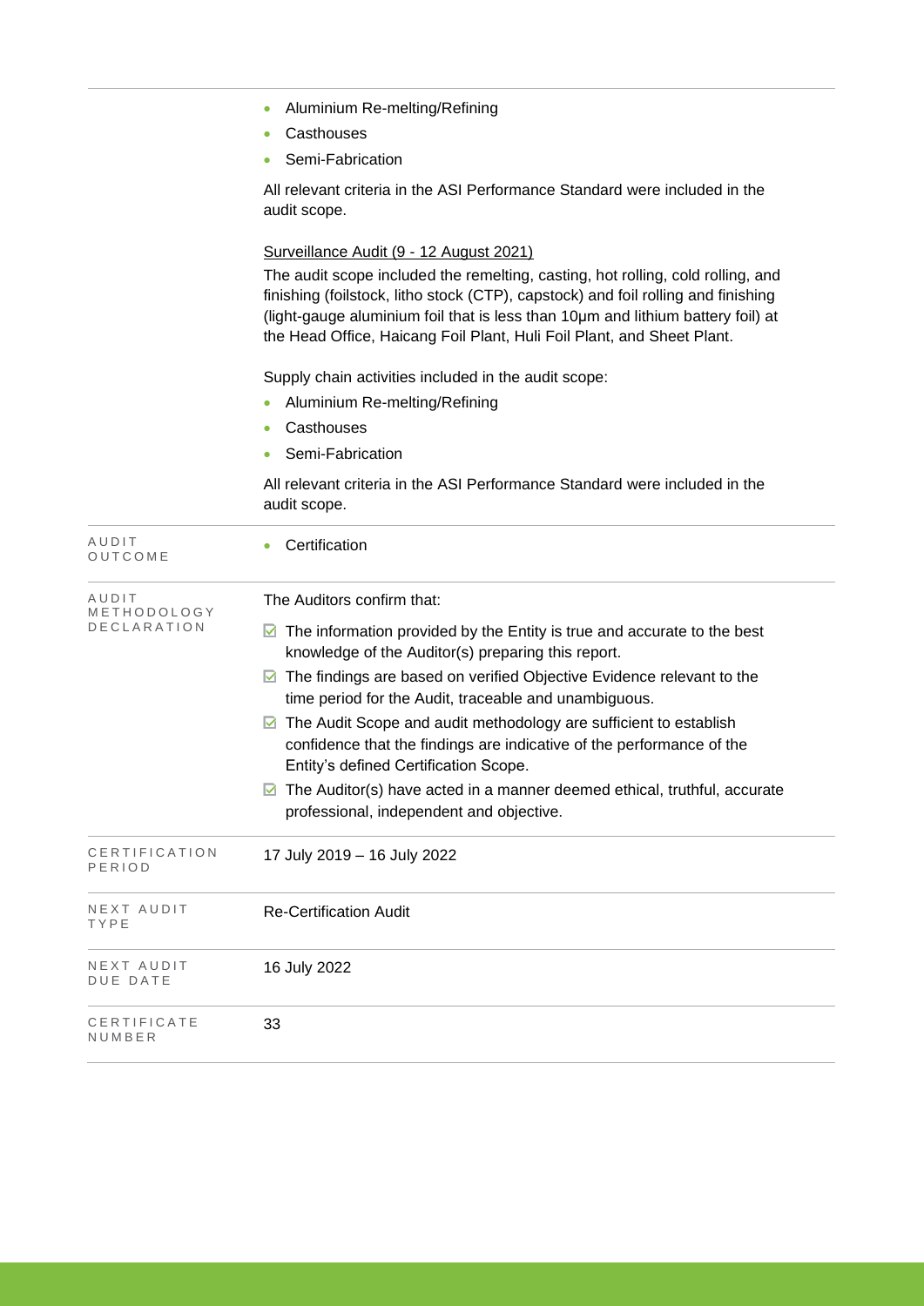| | |
|---|---|
| | - Aluminium Re-melting/Refining<br>- Casthouses<br>- Semi-Fabrication<br><br>All relevant criteria in the ASI Performance Standard were included in the audit scope.<br><br><u>Surveillance Audit (9 - 12 August 2021)</u><br>The audit scope included the remelting, casting, hot rolling, cold rolling, and finishing (foilstock, litho stock (CTP), capstock) and foil rolling and finishing (light-gauge aluminium foil that is less than 10μm and lithium battery foil) at the Head Office, Haicang Foil Plant, Huli Foil Plant, and Sheet Plant.<br><br>Supply chain activities included in the audit scope:<br>- Aluminium Re-melting/Refining<br>- Casthouses<br>- Semi-Fabrication<br><br>All relevant criteria in the ASI Performance Standard were included in the audit scope. |
| AUDIT OUTCOME | - Certification |
| AUDIT METHODOLOGY DECLARATION | The Auditors confirm that:<br>☑ The information provided by the Entity is true and accurate to the best knowledge of the Auditor(s) preparing this report.<br>☑ The findings are based on verified Objective Evidence relevant to the time period for the Audit, traceable and unambiguous.<br>☑ The Audit Scope and audit methodology are sufficient to establish confidence that the findings are indicative of the performance of the Entity's defined Certification Scope.<br>☑ The Auditor(s) have acted in a manner deemed ethical, truthful, accurate professional, independent and objective. |
| CERTIFICATION PERIOD | 17 July 2019 – 16 July 2022 |
| NEXT AUDIT TYPE | Re-Certification Audit |
| NEXT AUDIT DUE DATE | 16 July 2022 |
| CERTIFICATE NUMBER | 33 |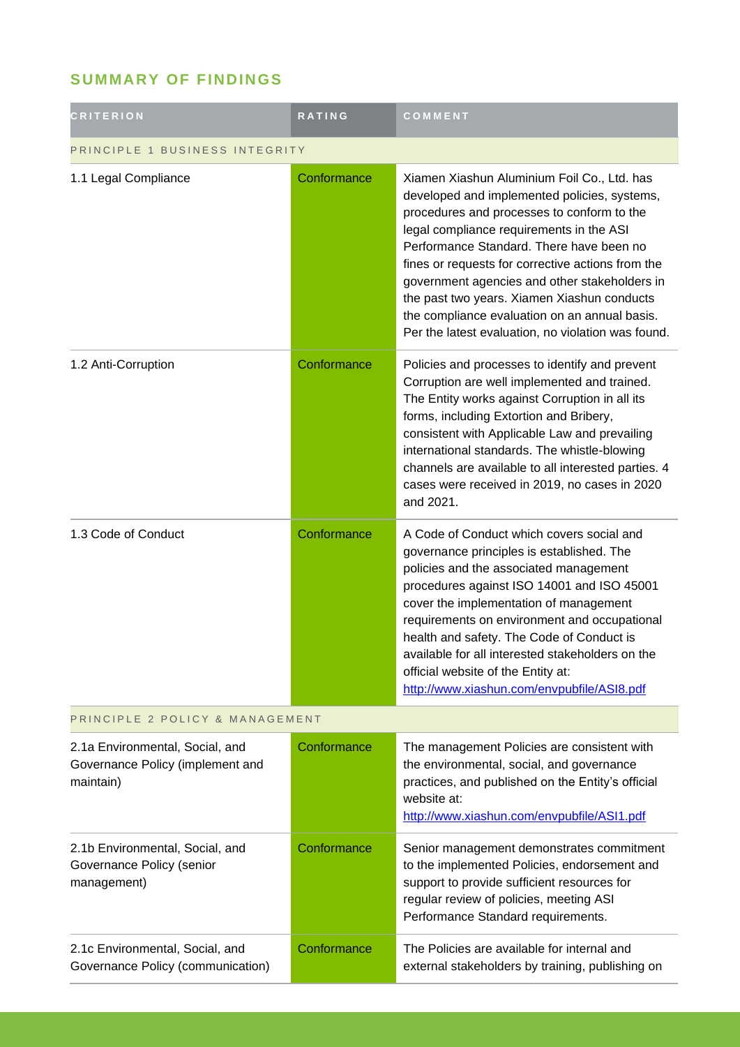## SUMMARY OF FINDINGS

| CRITERION | RATING | COMMENT |
|---|---|---|
| PRINCIPLE 1 BUSINESS INTEGRITY | | |
| 1.1 Legal Compliance | Conformance | Xiamen Xiashun Aluminium Foil Co., Ltd. has developed and implemented policies, systems, procedures and processes to conform to the legal compliance requirements in the ASI Performance Standard. There have been no fines or requests for corrective actions from the government agencies and other stakeholders in the past two years. Xiamen Xiashun conducts the compliance evaluation on an annual basis. Per the latest evaluation, no violation was found. |
| 1.2 Anti-Corruption | Conformance | Policies and processes to identify and prevent Corruption are well implemented and trained. The Entity works against Corruption in all its forms, including Extortion and Bribery, consistent with Applicable Law and prevailing international standards. The whistle-blowing channels are available to all interested parties. 4 cases were received in 2019, no cases in 2020 and 2021. |
| 1.3 Code of Conduct | Conformance | A Code of Conduct which covers social and governance principles is established. The policies and the associated management procedures against ISO 14001 and ISO 45001 cover the implementation of management requirements on environment and occupational health and safety. The Code of Conduct is available for all interested stakeholders on the official website of the Entity at: [http://www.xiashun.com/envpubfile/ASI8.pdf](http://www.xiashun.com/envpubfile/ASI8.pdf) |
| PRINCIPLE 2 POLICY & MANAGEMENT | | |
| 2.1a Environmental, Social, and Governance Policy (implement and maintain) | Conformance | The management Policies are consistent with the environmental, social, and governance practices, and published on the Entity's official website at: [http://www.xiashun.com/envpubfile/ASI1.pdf](http://www.xiashun.com/envpubfile/ASI1.pdf) |
| 2.1b Environmental, Social, and Governance Policy (senior management) | Conformance | Senior management demonstrates commitment to the implemented Policies, endorsement and support to provide sufficient resources for regular review of policies, meeting ASI Performance Standard requirements. |
| 2.1c Environmental, Social, and Governance Policy (communication) | Conformance | The Policies are available for internal and external stakeholders by training, publishing on |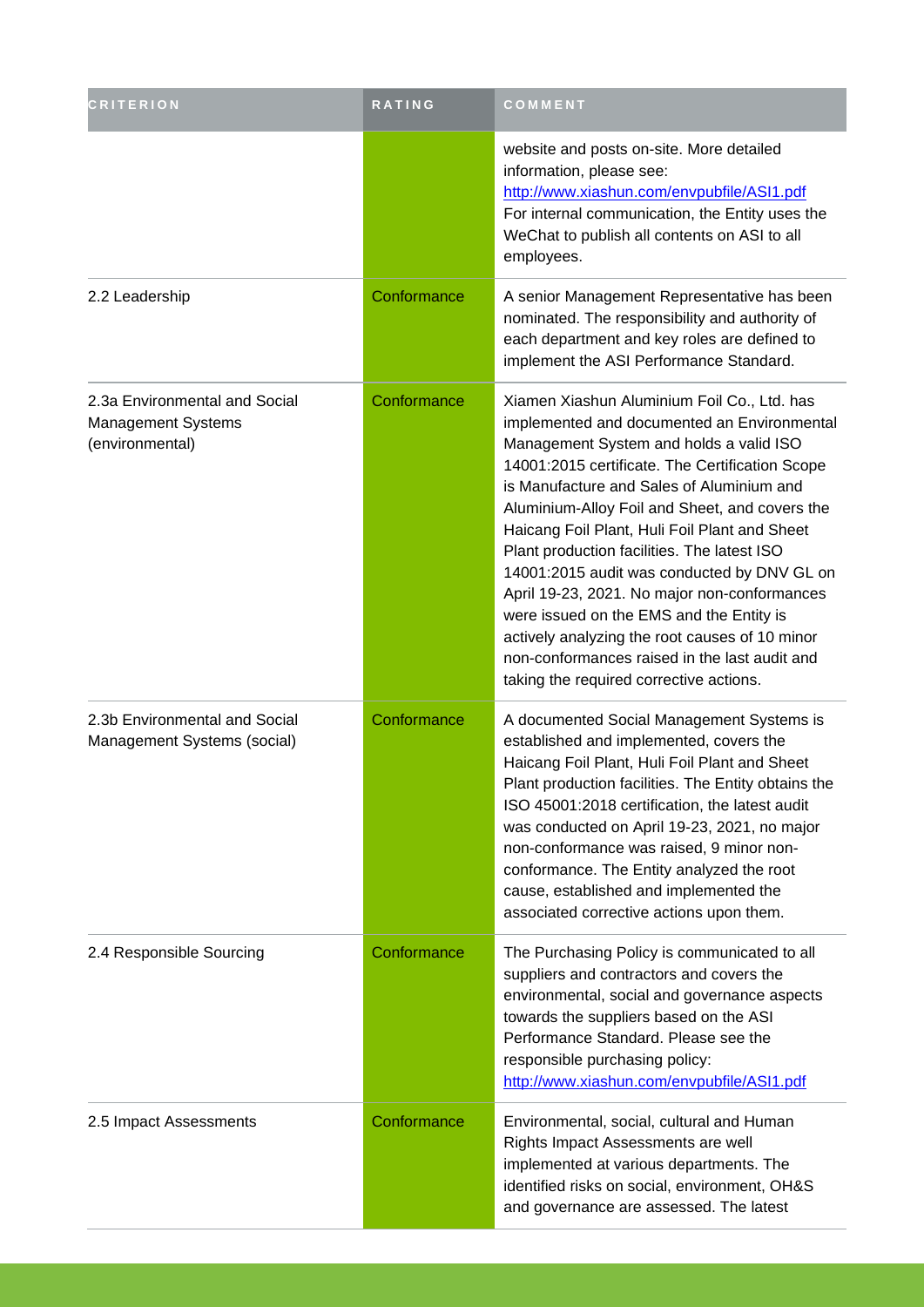| CRITERION | RATING | COMMENT |
| --- | --- | --- |
| | | website and posts on-site. More detailed information, please see: http://www.xiashun.com/envpubfile/ASI1.pdf For internal communication, the Entity uses the WeChat to publish all contents on ASI to all employees. |
| 2.2 Leadership | Conformance | A senior Management Representative has been nominated. The responsibility and authority of each department and key roles are defined to implement the ASI Performance Standard. |
| 2.3a Environmental and Social Management Systems (environmental) | Conformance | Xiamen Xiashun Aluminium Foil Co., Ltd. has implemented and documented an Environmental Management System and holds a valid ISO 14001:2015 certificate. The Certification Scope is Manufacture and Sales of Aluminium and Aluminium-Alloy Foil and Sheet, and covers the Haicang Foil Plant, Huli Foil Plant and Sheet Plant production facilities. The latest ISO 14001:2015 audit was conducted by DNV GL on April 19-23, 2021. No major non-conformances were issued on the EMS and the Entity is actively analyzing the root causes of 10 minor non-conformances raised in the last audit and taking the required corrective actions. |
| 2.3b Environmental and Social Management Systems (social) | Conformance | A documented Social Management Systems is established and implemented, covers the Haicang Foil Plant, Huli Foil Plant and Sheet Plant production facilities. The Entity obtains the ISO 45001:2018 certification, the latest audit was conducted on April 19-23, 2021, no major non-conformance was raised, 9 minor non-conformance. The Entity analyzed the root cause, established and implemented the associated corrective actions upon them. |
| 2.4 Responsible Sourcing | Conformance | The Purchasing Policy is communicated to all suppliers and contractors and covers the environmental, social and governance aspects towards the suppliers based on the ASI Performance Standard. Please see the responsible purchasing policy: http://www.xiashun.com/envpubfile/ASI1.pdf |
| 2.5 Impact Assessments | Conformance | Environmental, social, cultural and Human Rights Impact Assessments are well implemented at various departments. The identified risks on social, environment, OH&S and governance are assessed. The latest |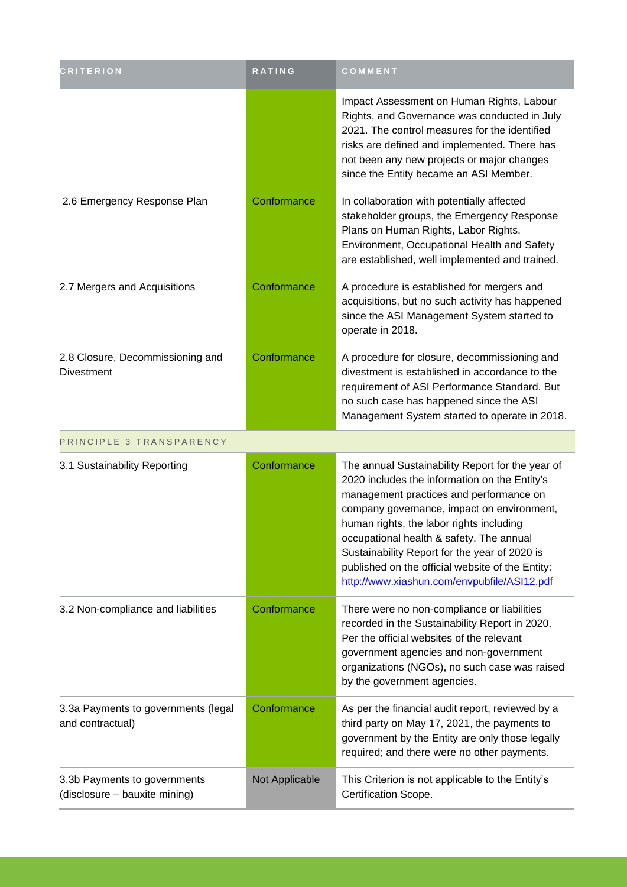| CRITERION | RATING | COMMENT |
|---|---|---|
| | | Impact Assessment on Human Rights, Labour Rights, and Governance was conducted in July 2021. The control measures for the identified risks are defined and implemented. There has not been any new projects or major changes since the Entity became an ASI Member. |
| 2.6 Emergency Response Plan | Conformance | In collaboration with potentially affected stakeholder groups, the Emergency Response Plans on Human Rights, Labor Rights, Environment, Occupational Health and Safety are established, well implemented and trained. |
| 2.7 Mergers and Acquisitions | Conformance | A procedure is established for mergers and acquisitions, but no such activity has happened since the ASI Management System started to operate in 2018. |
| 2.8 Closure, Decommissioning and Divestment | Conformance | A procedure for closure, decommissioning and divestment is established in accordance to the requirement of ASI Performance Standard. But no such case has happened since the ASI Management System started to operate in 2018. |
| PRINCIPLE 3 TRANSPARENCY | | |
| 3.1 Sustainability Reporting | Conformance | The annual Sustainability Report for the year of 2020 includes the information on the Entity's management practices and performance on company governance, impact on environment, human rights, the labor rights including occupational health & safety. The annual Sustainability Report for the year of 2020 is published on the official website of the Entity: http://www.xiashun.com/envpubfile/ASI12.pdf |
| 3.2 Non-compliance and liabilities | Conformance | There were no non-compliance or liabilities recorded in the Sustainability Report in 2020. Per the official websites of the relevant government agencies and non-government organizations (NGOs), no such case was raised by the government agencies. |
| 3.3a Payments to governments (legal and contractual) | Conformance | As per the financial audit report, reviewed by a third party on May 17, 2021, the payments to government by the Entity are only those legally required; and there were no other payments. |
| 3.3b Payments to governments (disclosure – bauxite mining) | Not Applicable | This Criterion is not applicable to the Entity's Certification Scope. |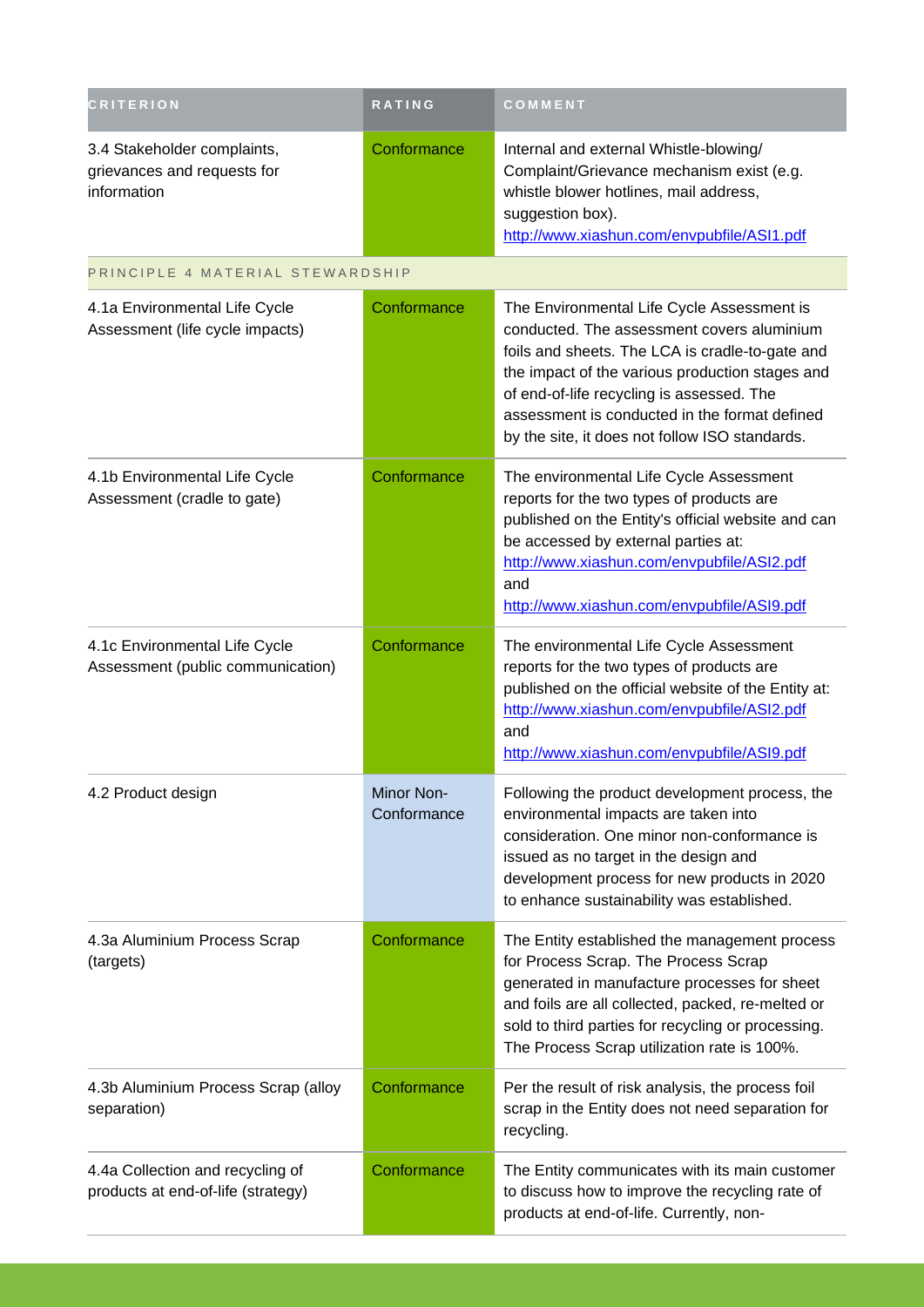| CRITERION | RATING | COMMENT |
|---|---|---|
| 3.4 Stakeholder complaints, grievances and requests for information | Conformance | Internal and external Whistle-blowing/ Complaint/Grievance mechanism exist (e.g. whistle blower hotlines, mail address, suggestion box). http://www.xiashun.com/envpubfile/ASI1.pdf |
| PRINCIPLE 4 MATERIAL STEWARDSHIP | | |
| 4.1a Environmental Life Cycle Assessment (life cycle impacts) | Conformance | The Environmental Life Cycle Assessment is conducted. The assessment covers aluminium foils and sheets. The LCA is cradle-to-gate and the impact of the various production stages and of end-of-life recycling is assessed. The assessment is conducted in the format defined by the site, it does not follow ISO standards. |
| 4.1b Environmental Life Cycle Assessment (cradle to gate) | Conformance | The environmental Life Cycle Assessment reports for the two types of products are published on the Entity's official website and can be accessed by external parties at: http://www.xiashun.com/envpubfile/ASI2.pdf and http://www.xiashun.com/envpubfile/ASI9.pdf |
| 4.1c Environmental Life Cycle Assessment (public communication) | Conformance | The environmental Life Cycle Assessment reports for the two types of products are published on the official website of the Entity at: http://www.xiashun.com/envpubfile/ASI2.pdf and http://www.xiashun.com/envpubfile/ASI9.pdf |
| 4.2 Product design | Minor Non-Conformance | Following the product development process, the environmental impacts are taken into consideration. One minor non-conformance is issued as no target in the design and development process for new products in 2020 to enhance sustainability was established. |
| 4.3a Aluminium Process Scrap (targets) | Conformance | The Entity established the management process for Process Scrap. The Process Scrap generated in manufacture processes for sheet and foils are all collected, packed, re-melted or sold to third parties for recycling or processing. The Process Scrap utilization rate is 100%. |
| 4.3b Aluminium Process Scrap (alloy separation) | Conformance | Per the result of risk analysis, the process foil scrap in the Entity does not need separation for recycling. |
| 4.4a Collection and recycling of products at end-of-life (strategy) | Conformance | The Entity communicates with its main customer to discuss how to improve the recycling rate of products at end-of-life. Currently, non- |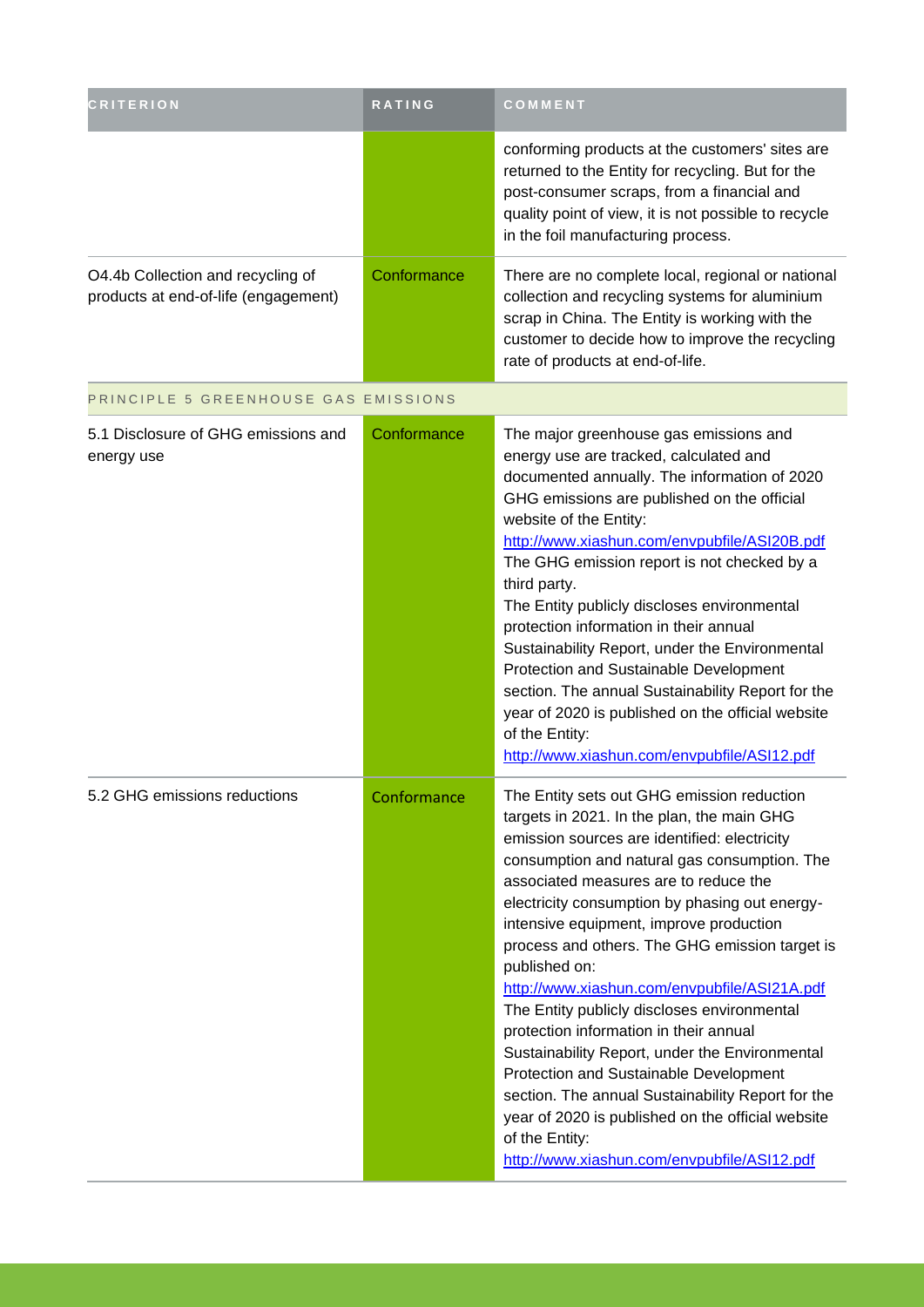| CRITERION | RATING | COMMENT |
| --- | --- | --- |
| | | conforming products at the customers' sites are returned to the Entity for recycling. But for the post-consumer scraps, from a financial and quality point of view, it is not possible to recycle in the foil manufacturing process. |
| O4.4b Collection and recycling of products at end-of-life (engagement) | Conformance | There are no complete local, regional or national collection and recycling systems for aluminium scrap in China. The Entity is working with the customer to decide how to improve the recycling rate of products at end-of-life. |
| PRINCIPLE 5 GREENHOUSE GAS EMISSIONS | | |
| 5.1 Disclosure of GHG emissions and energy use | Conformance | The major greenhouse gas emissions and energy use are tracked, calculated and documented annually. The information of 2020 GHG emissions are published on the official website of the Entity: http://www.xiashun.com/envpubfile/ASI20B.pdf The GHG emission report is not checked by a third party. The Entity publicly discloses environmental protection information in their annual Sustainability Report, under the Environmental Protection and Sustainable Development section. The annual Sustainability Report for the year of 2020 is published on the official website of the Entity: http://www.xiashun.com/envpubfile/ASI12.pdf |
| 5.2 GHG emissions reductions | Conformance | The Entity sets out GHG emission reduction targets in 2021. In the plan, the main GHG emission sources are identified: electricity consumption and natural gas consumption. The associated measures are to reduce the electricity consumption by phasing out energy-intensive equipment, improve production process and others. The GHG emission target is published on: http://www.xiashun.com/envpubfile/ASI21A.pdf The Entity publicly discloses environmental protection information in their annual Sustainability Report, under the Environmental Protection and Sustainable Development section. The annual Sustainability Report for the year of 2020 is published on the official website of the Entity: http://www.xiashun.com/envpubfile/ASI12.pdf |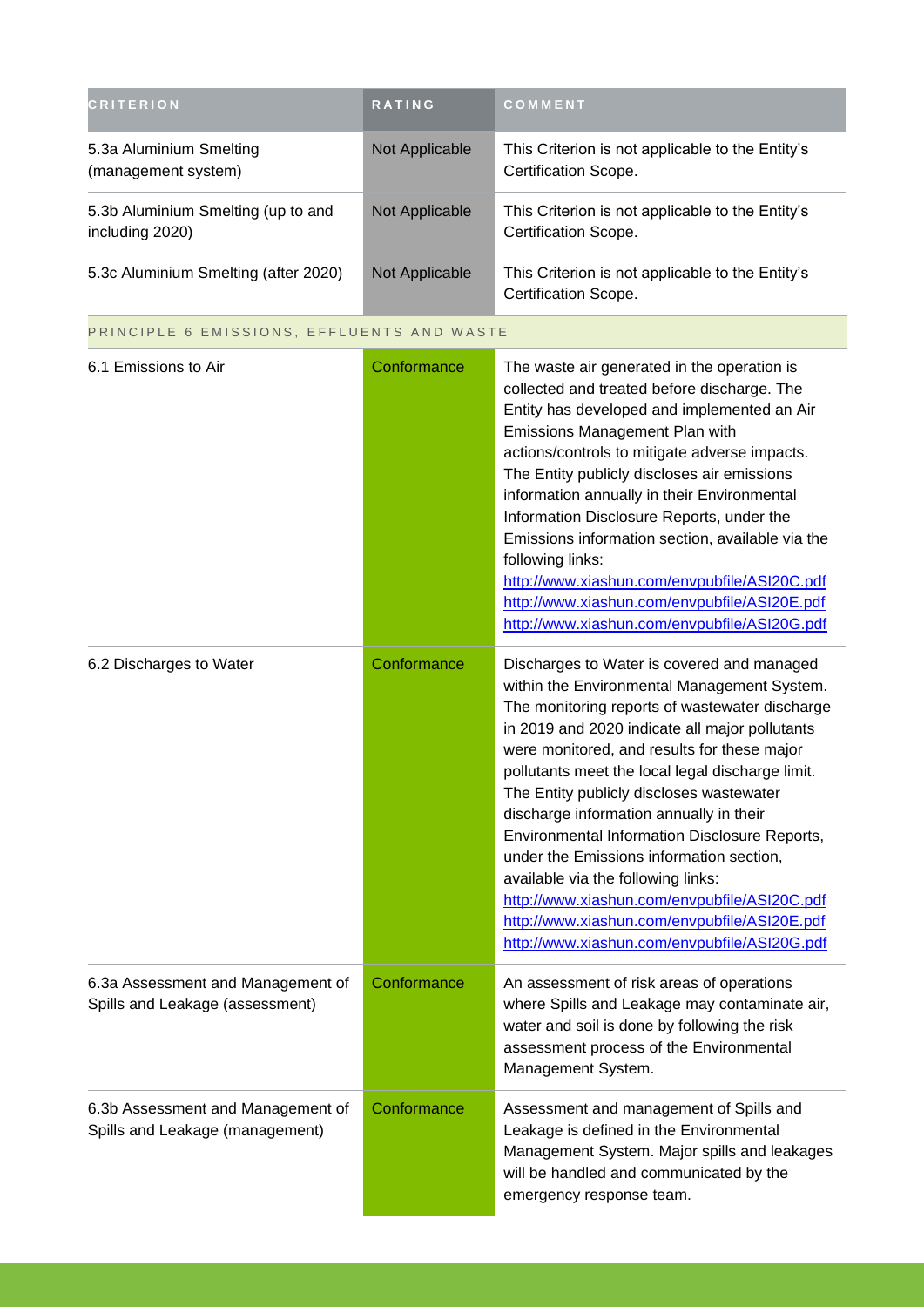| CRITERION | RATING | COMMENT |
|---|---|---|
| 5.3a Aluminium Smelting (management system) | Not Applicable | This Criterion is not applicable to the Entity's Certification Scope. |
| 5.3b Aluminium Smelting (up to and including 2020) | Not Applicable | This Criterion is not applicable to the Entity's Certification Scope. |
| 5.3c Aluminium Smelting (after 2020) | Not Applicable | This Criterion is not applicable to the Entity's Certification Scope. |
| PRINCIPLE 6 EMISSIONS, EFFLUENTS AND WASTE | | |
| 6.1 Emissions to Air | Conformance | The waste air generated in the operation is collected and treated before discharge. The Entity has developed and implemented an Air Emissions Management Plan with actions/controls to mitigate adverse impacts. The Entity publicly discloses air emissions information annually in their Environmental Information Disclosure Reports, under the Emissions information section, available via the following links: http://www.xiashun.com/envpubfile/ASI20C.pdf http://www.xiashun.com/envpubfile/ASI20E.pdf http://www.xiashun.com/envpubfile/ASI20G.pdf |
| 6.2 Discharges to Water | Conformance | Discharges to Water is covered and managed within the Environmental Management System. The monitoring reports of wastewater discharge in 2019 and 2020 indicate all major pollutants were monitored, and results for these major pollutants meet the local legal discharge limit. The Entity publicly discloses wastewater discharge information annually in their Environmental Information Disclosure Reports, under the Emissions information section, available via the following links: http://www.xiashun.com/envpubfile/ASI20C.pdf http://www.xiashun.com/envpubfile/ASI20E.pdf http://www.xiashun.com/envpubfile/ASI20G.pdf |
| 6.3a Assessment and Management of Spills and Leakage (assessment) | Conformance | An assessment of risk areas of operations where Spills and Leakage may contaminate air, water and soil is done by following the risk assessment process of the Environmental Management System. |
| 6.3b Assessment and Management of Spills and Leakage (management) | Conformance | Assessment and management of Spills and Leakage is defined in the Environmental Management System. Major spills and leakages will be handled and communicated by the emergency response team. |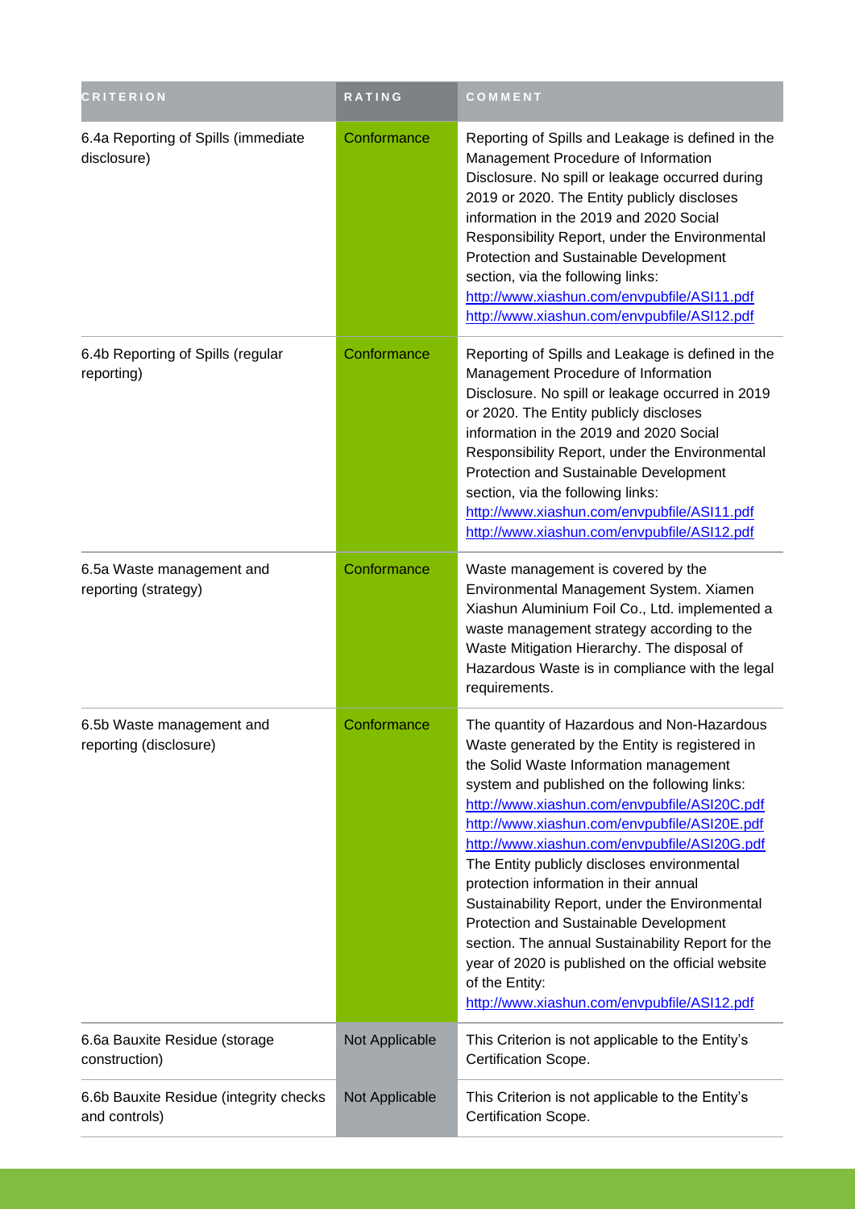| CRITERION | RATING | COMMENT |
| --- | --- | --- |
| 6.4a Reporting of Spills (immediate disclosure) | Conformance | Reporting of Spills and Leakage is defined in the Management Procedure of Information Disclosure. No spill or leakage occurred during 2019 or 2020. The Entity publicly discloses information in the 2019 and 2020 Social Responsibility Report, under the Environmental Protection and Sustainable Development section, via the following links: http://www.xiashun.com/envpubfile/ASI11.pdf http://www.xiashun.com/envpubfile/ASI12.pdf |
| 6.4b Reporting of Spills (regular reporting) | Conformance | Reporting of Spills and Leakage is defined in the Management Procedure of Information Disclosure. No spill or leakage occurred in 2019 or 2020. The Entity publicly discloses information in the 2019 and 2020 Social Responsibility Report, under the Environmental Protection and Sustainable Development section, via the following links: http://www.xiashun.com/envpubfile/ASI11.pdf http://www.xiashun.com/envpubfile/ASI12.pdf |
| 6.5a Waste management and reporting (strategy) | Conformance | Waste management is covered by the Environmental Management System. Xiamen Xiashun Aluminium Foil Co., Ltd. implemented a waste management strategy according to the Waste Mitigation Hierarchy. The disposal of Hazardous Waste is in compliance with the legal requirements. |
| 6.5b Waste management and reporting (disclosure) | Conformance | The quantity of Hazardous and Non-Hazardous Waste generated by the Entity is registered in the Solid Waste Information management system and published on the following links: http://www.xiashun.com/envpubfile/ASI20C.pdf http://www.xiashun.com/envpubfile/ASI20E.pdf http://www.xiashun.com/envpubfile/ASI20G.pdf The Entity publicly discloses environmental protection information in their annual Sustainability Report, under the Environmental Protection and Sustainable Development section. The annual Sustainability Report for the year of 2020 is published on the official website of the Entity: http://www.xiashun.com/envpubfile/ASI12.pdf |
| 6.6a Bauxite Residue (storage construction) | Not Applicable | This Criterion is not applicable to the Entity's Certification Scope. |
| 6.6b Bauxite Residue (integrity checks and controls) | Not Applicable | This Criterion is not applicable to the Entity's Certification Scope. |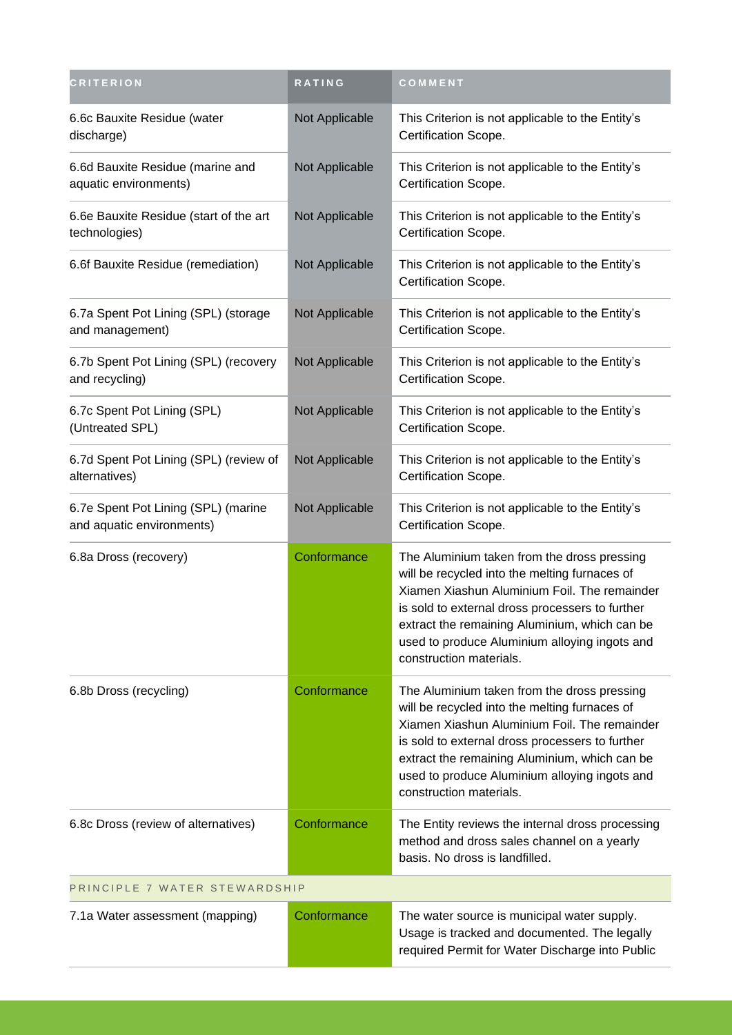| CRITERION | RATING | COMMENT |
| --- | --- | --- |
| 6.6c Bauxite Residue (water discharge) | Not Applicable | This Criterion is not applicable to the Entity's Certification Scope. |
| 6.6d Bauxite Residue (marine and aquatic environments) | Not Applicable | This Criterion is not applicable to the Entity's Certification Scope. |
| 6.6e Bauxite Residue (start of the art technologies) | Not Applicable | This Criterion is not applicable to the Entity's Certification Scope. |
| 6.6f Bauxite Residue (remediation) | Not Applicable | This Criterion is not applicable to the Entity's Certification Scope. |
| 6.7a Spent Pot Lining (SPL) (storage and management) | Not Applicable | This Criterion is not applicable to the Entity's Certification Scope. |
| 6.7b Spent Pot Lining (SPL) (recovery and recycling) | Not Applicable | This Criterion is not applicable to the Entity's Certification Scope. |
| 6.7c Spent Pot Lining (SPL) (Untreated SPL) | Not Applicable | This Criterion is not applicable to the Entity's Certification Scope. |
| 6.7d Spent Pot Lining (SPL) (review of alternatives) | Not Applicable | This Criterion is not applicable to the Entity's Certification Scope. |
| 6.7e Spent Pot Lining (SPL) (marine and aquatic environments) | Not Applicable | This Criterion is not applicable to the Entity's Certification Scope. |
| 6.8a Dross (recovery) | Conformance | The Aluminium taken from the dross pressing will be recycled into the melting furnaces of Xiamen Xiashun Aluminium Foil. The remainder is sold to external dross processers to further extract the remaining Aluminium, which can be used to produce Aluminium alloying ingots and construction materials. |
| 6.8b Dross (recycling) | Conformance | The Aluminium taken from the dross pressing will be recycled into the melting furnaces of Xiamen Xiashun Aluminium Foil. The remainder is sold to external dross processers to further extract the remaining Aluminium, which can be used to produce Aluminium alloying ingots and construction materials. |
| 6.8c Dross (review of alternatives) | Conformance | The Entity reviews the internal dross processing method and dross sales channel on a yearly basis. No dross is landfilled. |
| PRINCIPLE 7 WATER STEWARDSHIP | | |
| 7.1a Water assessment (mapping) | Conformance | The water source is municipal water supply. Usage is tracked and documented. The legally required Permit for Water Discharge into Public |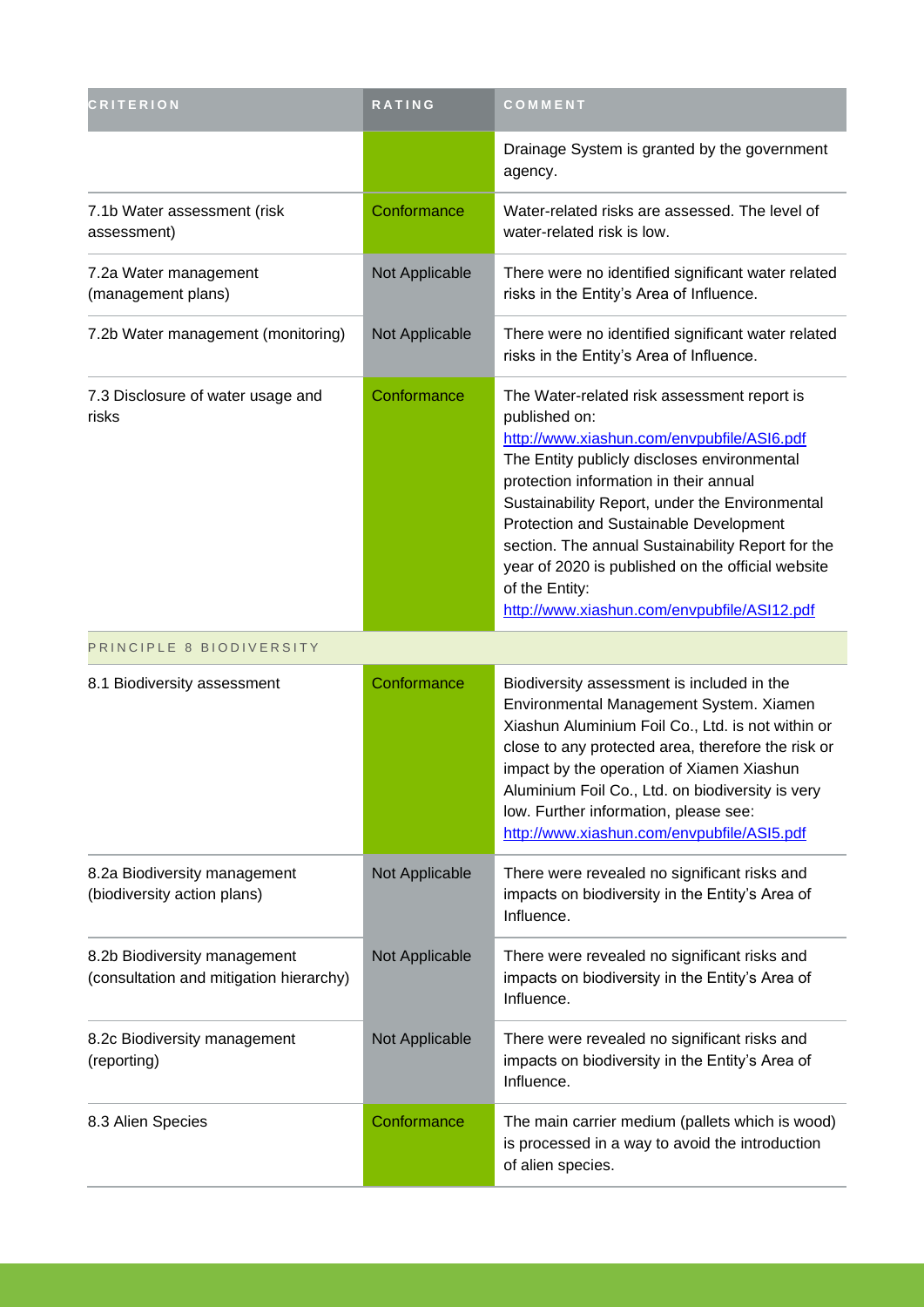| CRITERION | RATING | COMMENT |
|---|---|---|
| | | Drainage System is granted by the government agency. |
| 7.1b Water assessment (risk assessment) | Conformance | Water-related risks are assessed. The level of water-related risk is low. |
| 7.2a Water management (management plans) | Not Applicable | There were no identified significant water related risks in the Entity's Area of Influence. |
| 7.2b Water management (monitoring) | Not Applicable | There were no identified significant water related risks in the Entity's Area of Influence. |
| 7.3 Disclosure of water usage and risks | Conformance | The Water-related risk assessment report is published on: http://www.xiashun.com/envpubfile/ASI6.pdf The Entity publicly discloses environmental protection information in their annual Sustainability Report, under the Environmental Protection and Sustainable Development section. The annual Sustainability Report for the year of 2020 is published on the official website of the Entity: http://www.xiashun.com/envpubfile/ASI12.pdf |
| PRINCIPLE 8 BIODIVERSITY | | |
| 8.1 Biodiversity assessment | Conformance | Biodiversity assessment is included in the Environmental Management System. Xiamen Xiashun Aluminium Foil Co., Ltd. is not within or close to any protected area, therefore the risk or impact by the operation of Xiamen Xiashun Aluminium Foil Co., Ltd. on biodiversity is very low. Further information, please see: http://www.xiashun.com/envpubfile/ASI5.pdf |
| 8.2a Biodiversity management (biodiversity action plans) | Not Applicable | There were revealed no significant risks and impacts on biodiversity in the Entity's Area of Influence. |
| 8.2b Biodiversity management (consultation and mitigation hierarchy) | Not Applicable | There were revealed no significant risks and impacts on biodiversity in the Entity's Area of Influence. |
| 8.2c Biodiversity management (reporting) | Not Applicable | There were revealed no significant risks and impacts on biodiversity in the Entity's Area of Influence. |
| 8.3 Alien Species | Conformance | The main carrier medium (pallets which is wood) is processed in a way to avoid the introduction of alien species. |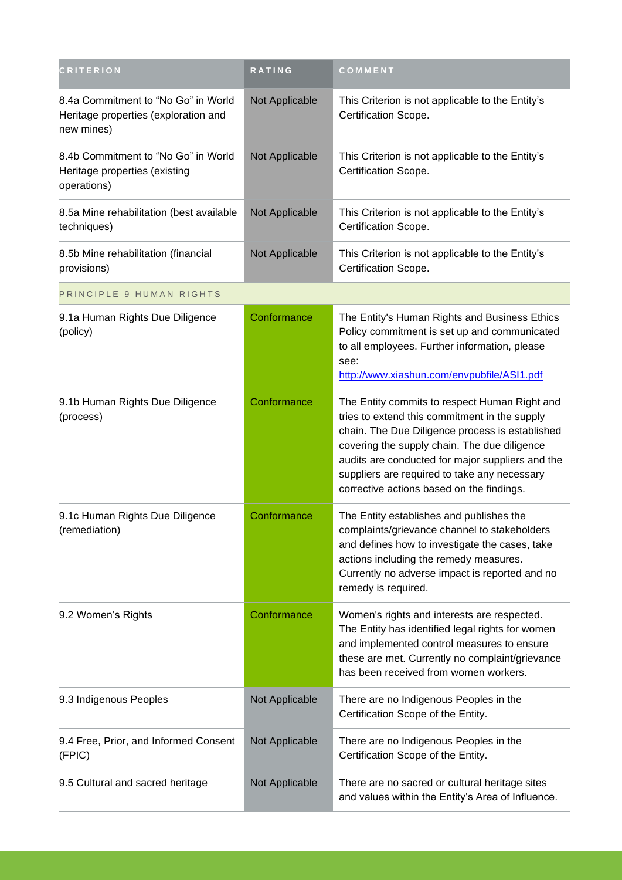| CRITERION | RATING | COMMENT |
| --- | --- | --- |
| 8.4a Commitment to “No Go” in World Heritage properties (exploration and new mines) | Not Applicable | This Criterion is not applicable to the Entity’s Certification Scope. |
| 8.4b Commitment to “No Go” in World Heritage properties (existing operations) | Not Applicable | This Criterion is not applicable to the Entity’s Certification Scope. |
| 8.5a Mine rehabilitation (best available techniques) | Not Applicable | This Criterion is not applicable to the Entity’s Certification Scope. |
| 8.5b Mine rehabilitation (financial provisions) | Not Applicable | This Criterion is not applicable to the Entity’s Certification Scope. |
| PRINCIPLE 9 HUMAN RIGHTS | | |
| 9.1a Human Rights Due Diligence (policy) | Conformance | The Entity's Human Rights and Business Ethics Policy commitment is set up and communicated to all employees. Further information, please see: http://www.xiashun.com/envpubfile/ASI1.pdf |
| 9.1b Human Rights Due Diligence (process) | Conformance | The Entity commits to respect Human Right and tries to extend this commitment in the supply chain. The Due Diligence process is established covering the supply chain. The due diligence audits are conducted for major suppliers and the suppliers are required to take any necessary corrective actions based on the findings. |
| 9.1c Human Rights Due Diligence (remediation) | Conformance | The Entity establishes and publishes the complaints/grievance channel to stakeholders and defines how to investigate the cases, take actions including the remedy measures. Currently no adverse impact is reported and no remedy is required. |
| 9.2 Women’s Rights | Conformance | Women's rights and interests are respected. The Entity has identified legal rights for women and implemented control measures to ensure these are met. Currently no complaint/grievance has been received from women workers. |
| 9.3 Indigenous Peoples | Not Applicable | There are no Indigenous Peoples in the Certification Scope of the Entity. |
| 9.4 Free, Prior, and Informed Consent (FPIC) | Not Applicable | There are no Indigenous Peoples in the Certification Scope of the Entity. |
| 9.5 Cultural and sacred heritage | Not Applicable | There are no sacred or cultural heritage sites and values within the Entity’s Area of Influence. |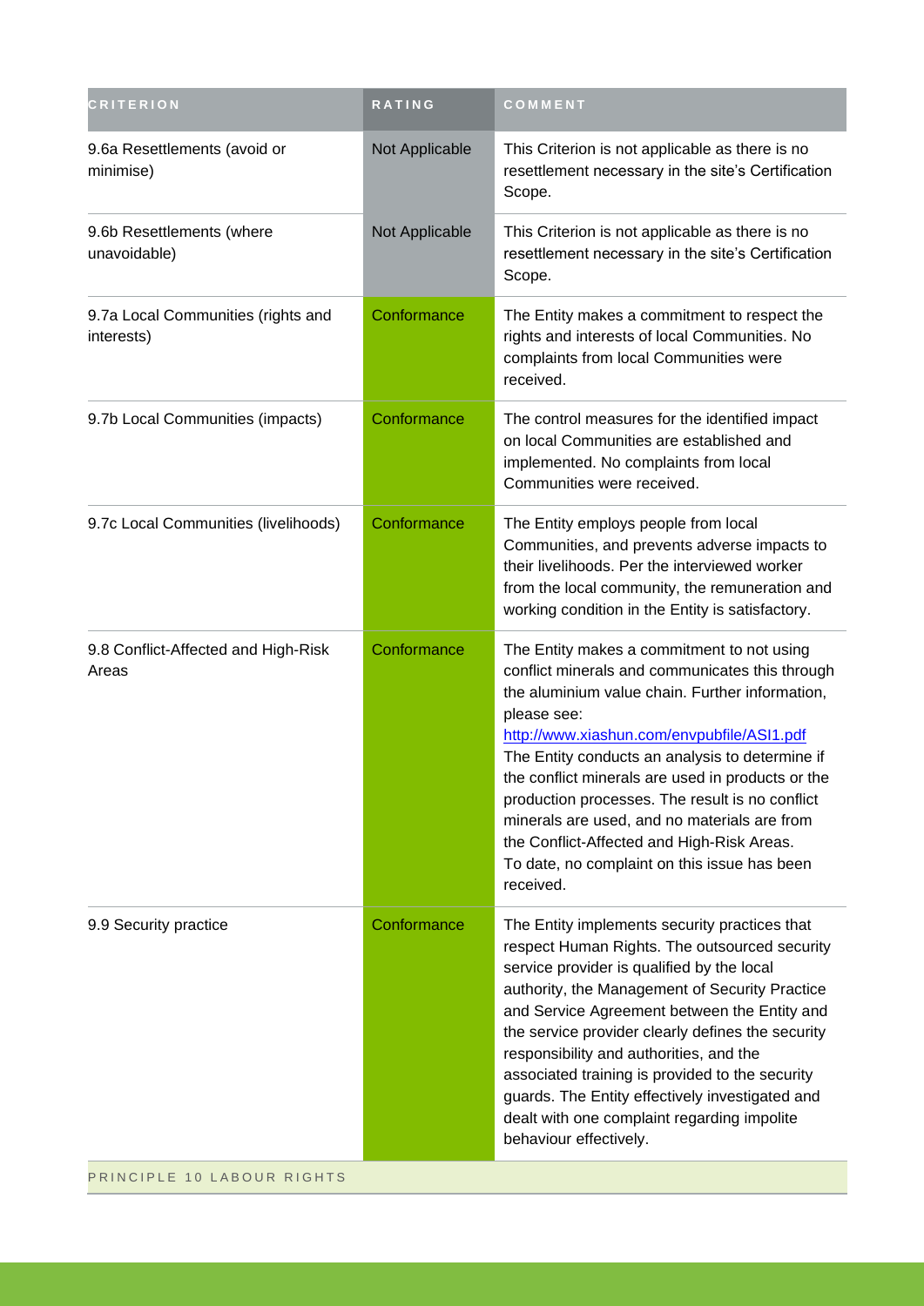| CRITERION | RATING | COMMENT |
| --- | --- | --- |
| 9.6a Resettlements (avoid or minimise) | Not Applicable | This Criterion is not applicable as there is no resettlement necessary in the site's Certification Scope. |
| 9.6b Resettlements (where unavoidable) | Not Applicable | This Criterion is not applicable as there is no resettlement necessary in the site's Certification Scope. |
| 9.7a Local Communities (rights and interests) | Conformance | The Entity makes a commitment to respect the rights and interests of local Communities. No complaints from local Communities were received. |
| 9.7b Local Communities (impacts) | Conformance | The control measures for the identified impact on local Communities are established and implemented. No complaints from local Communities were received. |
| 9.7c Local Communities (livelihoods) | Conformance | The Entity employs people from local Communities, and prevents adverse impacts to their livelihoods. Per the interviewed worker from the local community, the remuneration and working condition in the Entity is satisfactory. |
| 9.8 Conflict-Affected and High-Risk Areas | Conformance | The Entity makes a commitment to not using conflict minerals and communicates this through the aluminium value chain. Further information, please see: http://www.xiashun.com/envpubfile/ASI1.pdf The Entity conducts an analysis to determine if the conflict minerals are used in products or the production processes. The result is no conflict minerals are used, and no materials are from the Conflict-Affected and High-Risk Areas. To date, no complaint on this issue has been received. |
| 9.9 Security practice | Conformance | The Entity implements security practices that respect Human Rights. The outsourced security service provider is qualified by the local authority, the Management of Security Practice and Service Agreement between the Entity and the service provider clearly defines the security responsibility and authorities, and the associated training is provided to the security guards. The Entity effectively investigated and dealt with one complaint regarding impolite behaviour effectively. |
| PRINCIPLE 10 LABOUR RIGHTS | | |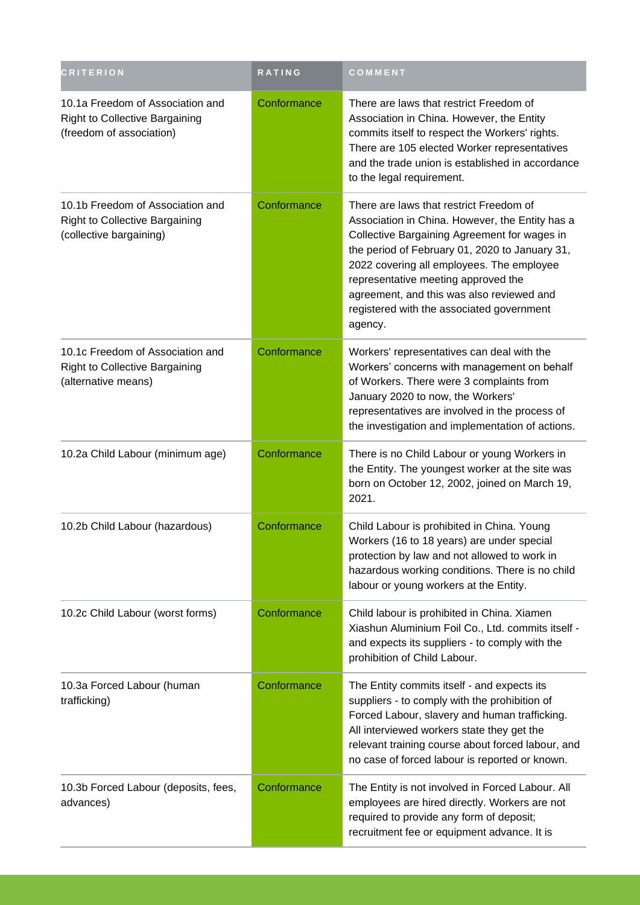| CRITERION | RATING | COMMENT |
| --- | --- | --- |
| 10.1a Freedom of Association and Right to Collective Bargaining (freedom of association) | Conformance | There are laws that restrict Freedom of Association in China. However, the Entity commits itself to respect the Workers' rights. There are 105 elected Worker representatives and the trade union is established in accordance to the legal requirement. |
| 10.1b Freedom of Association and Right to Collective Bargaining (collective bargaining) | Conformance | There are laws that restrict Freedom of Association in China. However, the Entity has a Collective Bargaining Agreement for wages in the period of February 01, 2020 to January 31, 2022 covering all employees. The employee representative meeting approved the agreement, and this was also reviewed and registered with the associated government agency. |
| 10.1c Freedom of Association and Right to Collective Bargaining (alternative means) | Conformance | Workers' representatives can deal with the Workers' concerns with management on behalf of Workers. There were 3 complaints from January 2020 to now, the Workers' representatives are involved in the process of the investigation and implementation of actions. |
| 10.2a Child Labour (minimum age) | Conformance | There is no Child Labour or young Workers in the Entity. The youngest worker at the site was born on October 12, 2002, joined on March 19, 2021. |
| 10.2b Child Labour (hazardous) | Conformance | Child Labour is prohibited in China. Young Workers (16 to 18 years) are under special protection by law and not allowed to work in hazardous working conditions. There is no child labour or young workers at the Entity. |
| 10.2c Child Labour (worst forms) | Conformance | Child labour is prohibited in China. Xiamen Xiashun Aluminium Foil Co., Ltd. commits itself - and expects its suppliers - to comply with the prohibition of Child Labour. |
| 10.3a Forced Labour (human trafficking) | Conformance | The Entity commits itself - and expects its suppliers - to comply with the prohibition of Forced Labour, slavery and human trafficking. All interviewed workers state they get the relevant training course about forced labour, and no case of forced labour is reported or known. |
| 10.3b Forced Labour (deposits, fees, advances) | Conformance | The Entity is not involved in Forced Labour. All employees are hired directly. Workers are not required to provide any form of deposit; recruitment fee or equipment advance. It is |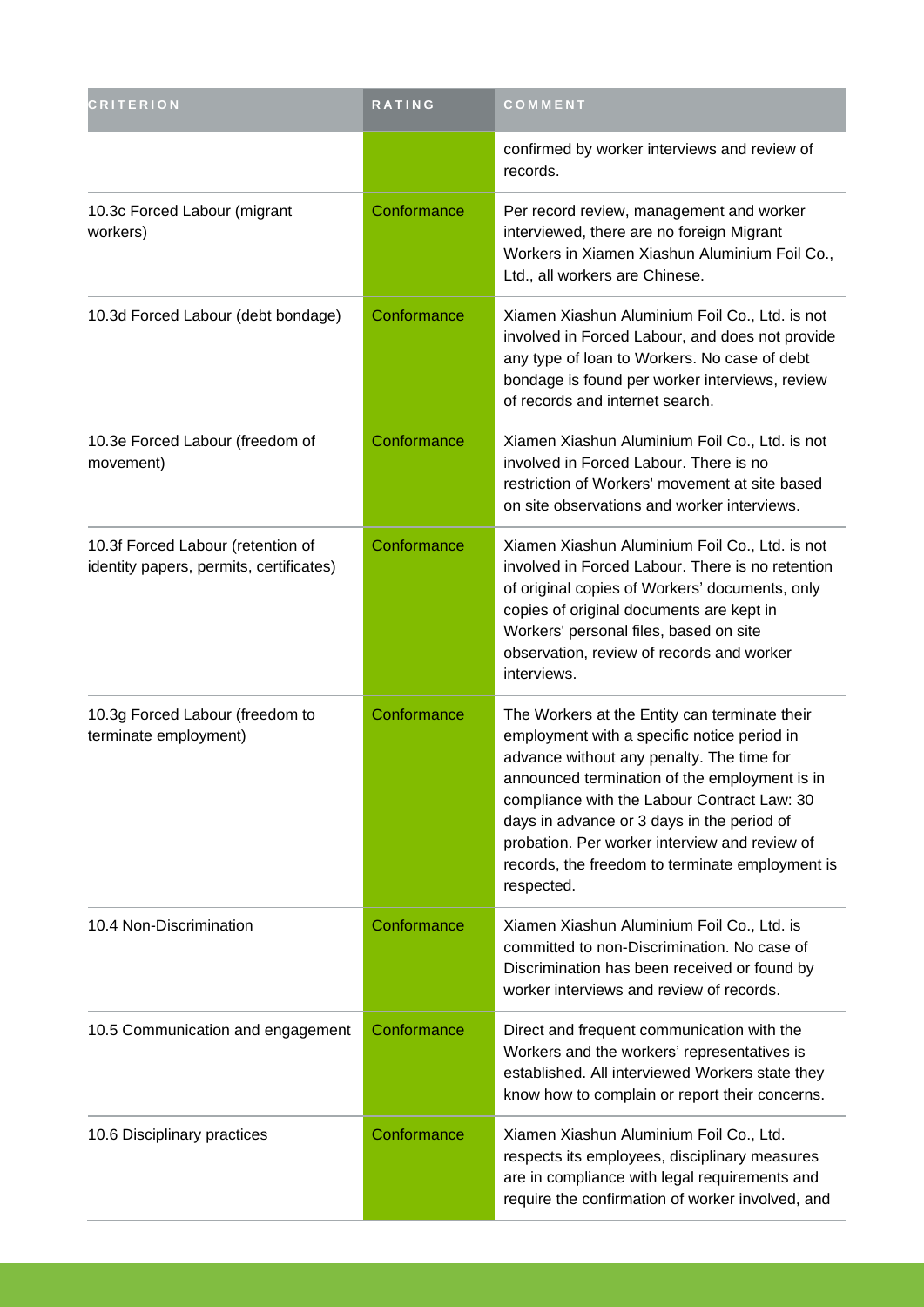| CRITERION | RATING | COMMENT |
| --- | --- | --- |
| | | confirmed by worker interviews and review of records. |
| 10.3c Forced Labour (migrant workers) | Conformance | Per record review, management and worker interviewed, there are no foreign Migrant Workers in Xiamen Xiashun Aluminium Foil Co., Ltd., all workers are Chinese. |
| 10.3d Forced Labour (debt bondage) | Conformance | Xiamen Xiashun Aluminium Foil Co., Ltd. is not involved in Forced Labour, and does not provide any type of loan to Workers. No case of debt bondage is found per worker interviews, review of records and internet search. |
| 10.3e Forced Labour (freedom of movement) | Conformance | Xiamen Xiashun Aluminium Foil Co., Ltd. is not involved in Forced Labour. There is no restriction of Workers' movement at site based on site observations and worker interviews. |
| 10.3f Forced Labour (retention of identity papers, permits, certificates) | Conformance | Xiamen Xiashun Aluminium Foil Co., Ltd. is not involved in Forced Labour. There is no retention of original copies of Workers' documents, only copies of original documents are kept in Workers' personal files, based on site observation, review of records and worker interviews. |
| 10.3g Forced Labour (freedom to terminate employment) | Conformance | The Workers at the Entity can terminate their employment with a specific notice period in advance without any penalty. The time for announced termination of the employment is in compliance with the Labour Contract Law: 30 days in advance or 3 days in the period of probation. Per worker interview and review of records, the freedom to terminate employment is respected. |
| 10.4 Non-Discrimination | Conformance | Xiamen Xiashun Aluminium Foil Co., Ltd. is committed to non-Discrimination. No case of Discrimination has been received or found by worker interviews and review of records. |
| 10.5 Communication and engagement | Conformance | Direct and frequent communication with the Workers and the workers' representatives is established. All interviewed Workers state they know how to complain or report their concerns. |
| 10.6 Disciplinary practices | Conformance | Xiamen Xiashun Aluminium Foil Co., Ltd. respects its employees, disciplinary measures are in compliance with legal requirements and require the confirmation of worker involved, and |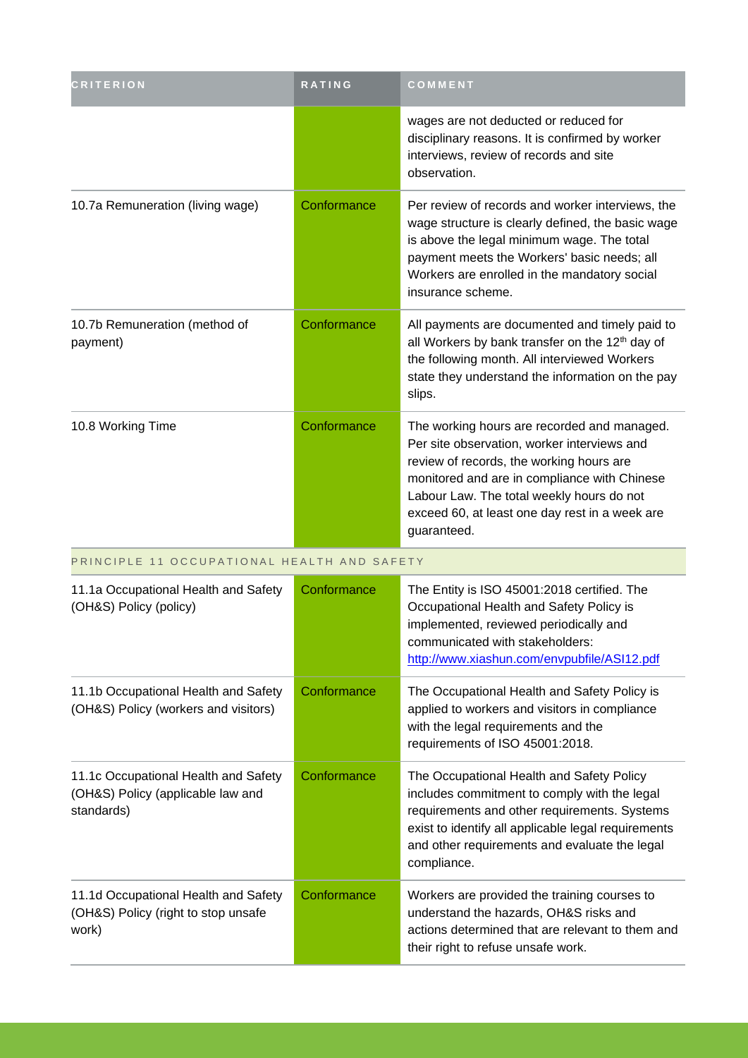| CRITERION | RATING | COMMENT |
|---|---|---|
| | | wages are not deducted or reduced for disciplinary reasons. It is confirmed by worker interviews, review of records and site observation. |
| 10.7a Remuneration (living wage) | Conformance | Per review of records and worker interviews, the wage structure is clearly defined, the basic wage is above the legal minimum wage. The total payment meets the Workers' basic needs; all Workers are enrolled in the mandatory social insurance scheme. |
| 10.7b Remuneration (method of payment) | Conformance | All payments are documented and timely paid to all Workers by bank transfer on the 12th day of the following month. All interviewed Workers state they understand the information on the pay slips. |
| 10.8 Working Time | Conformance | The working hours are recorded and managed. Per site observation, worker interviews and review of records, the working hours are monitored and are in compliance with Chinese Labour Law. The total weekly hours do not exceed 60, at least one day rest in a week are guaranteed. |
| PRINCIPLE 11 OCCUPATIONAL HEALTH AND SAFETY | | |
| 11.1a Occupational Health and Safety (OH&S) Policy (policy) | Conformance | The Entity is ISO 45001:2018 certified. The Occupational Health and Safety Policy is implemented, reviewed periodically and communicated with stakeholders: http://www.xiashun.com/envpubfile/ASI12.pdf |
| 11.1b Occupational Health and Safety (OH&S) Policy (workers and visitors) | Conformance | The Occupational Health and Safety Policy is applied to workers and visitors in compliance with the legal requirements and the requirements of ISO 45001:2018. |
| 11.1c Occupational Health and Safety (OH&S) Policy (applicable law and standards) | Conformance | The Occupational Health and Safety Policy includes commitment to comply with the legal requirements and other requirements. Systems exist to identify all applicable legal requirements and other requirements and evaluate the legal compliance. |
| 11.1d Occupational Health and Safety (OH&S) Policy (right to stop unsafe work) | Conformance | Workers are provided the training courses to understand the hazards, OH&S risks and actions determined that are relevant to them and their right to refuse unsafe work. |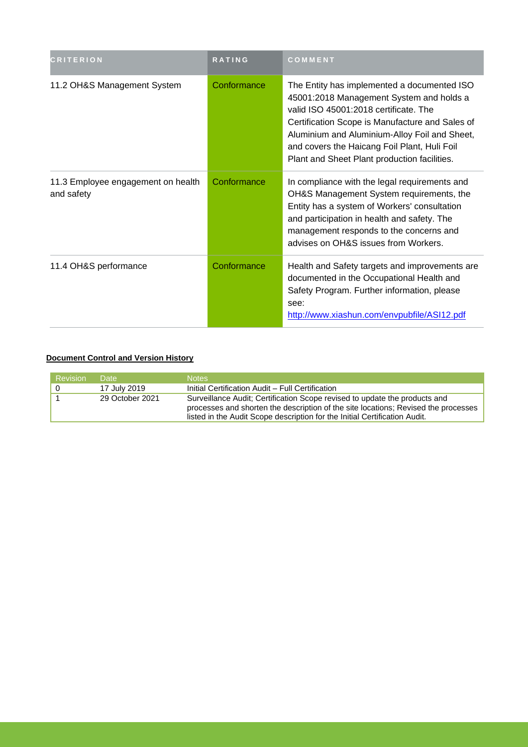| CRITERION | RATING | COMMENT |
| --- | --- | --- |
| 11.2 OH&S Management System | Conformance | The Entity has implemented a documented ISO 45001:2018 Management System and holds a valid ISO 45001:2018 certificate. The Certification Scope is Manufacture and Sales of Aluminium and Aluminium-Alloy Foil and Sheet, and covers the Haicang Foil Plant, Huli Foil Plant and Sheet Plant production facilities. |
| 11.3 Employee engagement on health and safety | Conformance | In compliance with the legal requirements and OH&S Management System requirements, the Entity has a system of Workers' consultation and participation in health and safety. The management responds to the concerns and advises on OH&S issues from Workers. |
| 11.4 OH&S performance | Conformance | Health and Safety targets and improvements are documented in the Occupational Health and Safety Program. Further information, please see: [http://www.xiashun.com/envpubfile/ASI12.pdf](http://www.xiashun.com/envpubfile/ASI12.pdf) |

**Document Control and Version History**

| Revision | Date | Notes |
| --- | --- | --- |
| 0 | 17 July 2019 | Initial Certification Audit – Full Certification |
| 1 | 29 October 2021 | Surveillance Audit; Certification Scope revised to update the products and processes and shorten the description of the site locations; Revised the processes listed in the Audit Scope description for the Initial Certification Audit. |